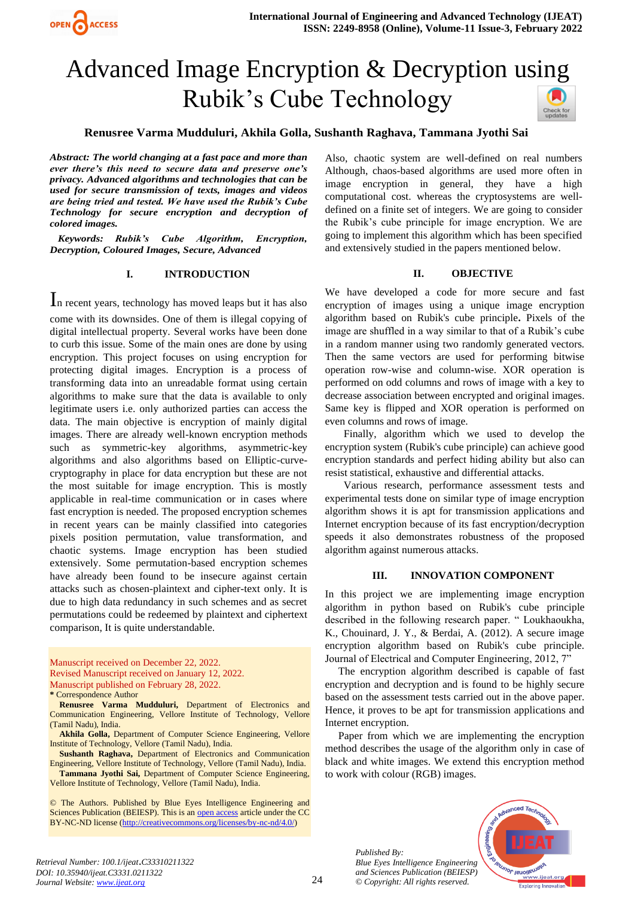# Advanced Image Encryption & Decryption using Rubik's Cube Technology

**Renusree Varma Mudduluri, Akhila Golla, Sushanth Raghava, Tammana Jyothi Sai**

***Abstract: The world changing at a fast pace and more than ever there's this need to secure data and preserve one's privacy. Advanced algorithms and technologies that can be used for secure transmission of texts, images and videos are being tried and tested. We have used the Rubik's Cube Technology for secure encryption and decryption of colored images.***

***Keywords: Rubik's Cube Algorithm, Encryption, Decryption, Coloured Images, Secure, Advanced***

## I. INTRODUCTION

In recent years, technology has moved leaps but it has also come with its downsides. One of them is illegal copying of digital intellectual property. Several works have been done to curb this issue. Some of the main ones are done by using encryption. This project focuses on using encryption for protecting digital images. Encryption is a process of transforming data into an unreadable format using certain algorithms to make sure that the data is available to only legitimate users i.e. only authorized parties can access the data. The main objective is encryption of mainly digital images. There are already well-known encryption methods such as symmetric-key algorithms, asymmetric-key algorithms and also algorithms based on Elliptic-curve-cryptography in place for data encryption but these are not the most suitable for image encryption. This is mostly applicable in real-time communication or in cases where fast encryption is needed. The proposed encryption schemes in recent years can be mainly classified into categories pixels position permutation, value transformation, and chaotic systems. Image encryption has been studied extensively. Some permutation-based encryption schemes have already been found to be insecure against certain attacks such as chosen-plaintext and cipher-text only. It is due to high data redundancy in such schemes and as secret permutations could be redeemed by plaintext and ciphertext comparison, It is quite understandable.

Also, chaotic system are well-defined on real numbers Although, chaos-based algorithms are used more often in image encryption in general, they have a high computational cost. whereas the cryptosystems are well-defined on a finite set of integers. We are going to consider the Rubik's cube principle for image encryption. We are going to implement this algorithm which has been specified and extensively studied in the papers mentioned below.

Manuscript received on December 22, 2022.
Revised Manuscript received on January 12, 2022.
Manuscript published on February 28, 2022.
\* Correspondence Author

**Renusree Varma Mudduluri,** Department of Electronics and Communication Engineering, Vellore Institute of Technology, Vellore (Tamil Nadu), India.

**Akhila Golla,** Department of Computer Science Engineering, Vellore Institute of Technology, Vellore (Tamil Nadu), India.

**Sushanth Raghava,** Department of Electronics and Communication Engineering, Vellore Institute of Technology, Vellore (Tamil Nadu), India.

**Tammana Jyothi Sai,** Department of Computer Science Engineering, Vellore Institute of Technology, Vellore (Tamil Nadu), India.

© The Authors. Published by Blue Eyes Intelligence Engineering and Sciences Publication (BEIESP). This is an open access article under the CC BY-NC-ND license (http://creativecommons.org/licenses/by-nc-nd/4.0/)

## II. OBJECTIVE

We have developed a code for more secure and fast encryption of images using a unique image encryption algorithm based on Rubik's cube principle**.** Pixels of the image are shuffled in a way similar to that of a Rubik's cube in a random manner using two randomly generated vectors. Then the same vectors are used for performing bitwise operation row-wise and column-wise. XOR operation is performed on odd columns and rows of image with a key to decrease association between encrypted and original images. Same key is flipped and XOR operation is performed on even columns and rows of image.

Finally, algorithm which we used to develop the encryption system (Rubik's cube principle) can achieve good encryption standards and perfect hiding ability but also can resist statistical, exhaustive and differential attacks.

Various research, performance assessment tests and experimental tests done on similar type of image encryption algorithm shows it is apt for transmission applications and Internet encryption because of its fast encryption/decryption speeds it also demonstrates robustness of the proposed algorithm against numerous attacks.

## III. INNOVATION COMPONENT

In this project we are implementing image encryption algorithm in python based on Rubik's cube principle described in the following research paper. " Loukhaoukha, K., Chouinard, J. Y., & Berdai, A. (2012). A secure image encryption algorithm based on Rubik's cube principle. Journal of Electrical and Computer Engineering, 2012, 7"

The encryption algorithm described is capable of fast encryption and decryption and is found to be highly secure based on the assessment tests carried out in the above paper. Hence, it proves to be apt for transmission applications and Internet encryption.

Paper from which we are implementing the encryption method describes the usage of the algorithm only in case of black and white images. We extend this encryption method to work with colour (RGB) images.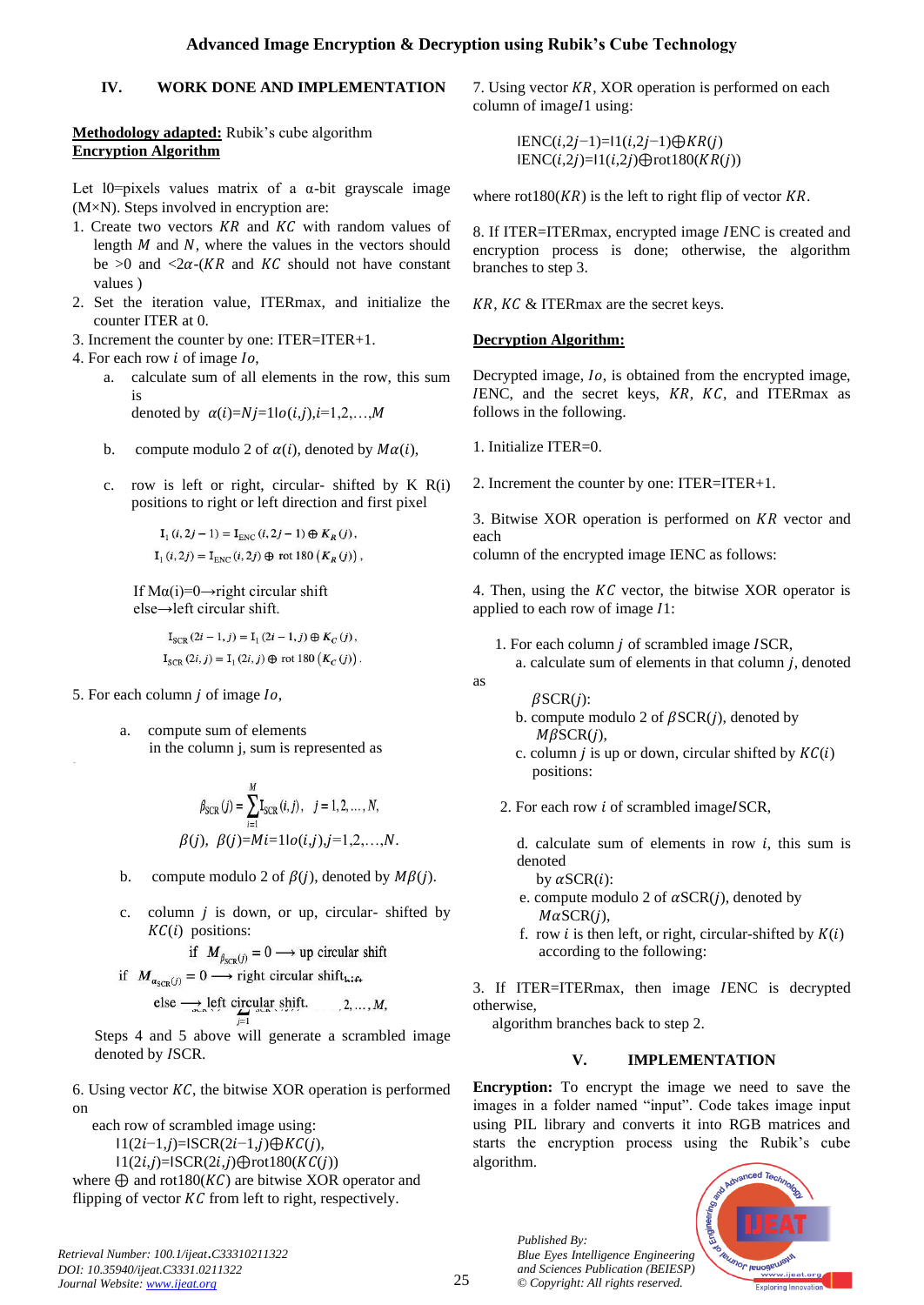## IV. WORK DONE AND IMPLEMENTATION

**Methodology adapted:** Rubik's cube algorithm

**Encryption Algorithm**

Let I0=pixels values matrix of a α-bit grayscale image (M×N). Steps involved in encryption are:

1. Create two vectors $KR$ and $KC$ with random values of length $M$ and $N$, where the values in the vectors should be >0 and <2$\alpha$-($KR$ and $KC$ should not have constant values )
2. Set the iteration value, ITERmax, and initialize the counter ITER at 0.
3. Increment the counter by one: ITER=ITER+1.
4. For each row $i$ of image $Io$,
   a. calculate sum of all elements in the row, this sum is denoted by $\alpha(i)=Nj=1Io(i,j),i=1,2,\ldots,M$
   b. compute modulo 2 of $\alpha(i)$, denoted by $M\alpha(i)$,
   c. row is left or right, circular- shifted by K R(i) positions to right or left direction and first pixel

$$I_1(i,2j-1) = I_{ENC}(i,2j-1) \oplus K_R(j),$$
$$I_1(i,2j) = I_{ENC}(i,2j) \oplus \text{rot }180(K_R(j)),$$

   If Mα(i)=0→right circular shift
   else→left circular shift.

$$I_{SCR}(2i-1,j) = I_1(2i-1,j) \oplus K_C(j),$$
$$I_{SCR}(2i,j) = I_1(2i,j) \oplus \text{rot }180(K_C(j)).$$

5. For each column $j$ of image $Io$,
   a. compute sum of elements in the column j, sum is represented as

$$\beta_{SCR}(j) = \sum_{i=1}^{M} I_{SCR}(i,j), \quad j = 1,2,\ldots,N,$$

$$\beta(j),\ \beta(j)=Mi=1Io(i,j),j=1,2,\ldots,N.$$

   b. compute modulo 2 of $\beta(j)$, denoted by $M\beta(j)$.
   c. column $j$ is down, or up, circular- shifted by $KC(i)$ positions:

   if $M_{\beta_{SCR}(j)} = 0 \longrightarrow$ up circular shift

   if $M_{\alpha_{SCR}(j)} = 0 \longrightarrow$ right circular shift

   else $\longrightarrow$ left circular shift.

   Steps 4 and 5 above will generate a scrambled image denoted by $ISCR$.

6. Using vector $KC$, the bitwise XOR operation is performed on each row of scrambled image using:

$$I1(2i-1,j)=ISCR(2i-1,j)\oplus KC(j),$$
$$I1(2i,j)=ISCR(2i,j)\oplus \text{rot}180(KC(j))$$

where $\oplus$ and rot180($KC$) are bitwise XOR operator and flipping of vector $KC$ from left to right, respectively.

7. Using vector $KR$, XOR operation is performed on each column of image$I1$ using:

$$IENC(i,2j-1)=I1(i,2j-1)\oplus KR(j)$$
$$IENC(i,2j)=I1(i,2j)\oplus \text{rot}180(KR(j))$$

where rot180($KR$) is the left to right flip of vector $KR$.

8. If ITER=ITERmax, encrypted image $I$ENC is created and encryption process is done; otherwise, the algorithm branches to step 3.

$KR$, $KC$ & ITERmax are the secret keys.

**Decryption Algorithm:**

Decrypted image, $Io$, is obtained from the encrypted image, $I$ENC, and the secret keys, $KR$, $KC$, and ITERmax as follows in the following.

1. Initialize ITER=0.

2. Increment the counter by one: ITER=ITER+1.

3. Bitwise XOR operation is performed on $KR$ vector and each column of the encrypted image IENC as follows:

4. Then, using the $KC$ vector, the bitwise XOR operator is applied to each row of image $I1$:

1. For each column $j$ of scrambled image $I$SCR,
   a. calculate sum of elements in that column $j$, denoted as $\beta$SCR($j$):
   b. compute modulo 2 of $\beta$SCR($j$), denoted by $M\beta$SCR($j$),
   c. column $j$ is up or down, circular shifted by $KC(i)$ positions:
2. For each row $i$ of scrambled image$I$SCR,
   d. calculate sum of elements in row $i$, this sum is denoted by $\alpha$SCR($i$):
   e. compute modulo 2 of $\alpha$SCR($j$), denoted by $M\alpha$SCR($j$),
   f. row $i$ is then left, or right, circular-shifted by $K(i)$ according to the following:

3. If ITER=ITERmax, then image $I$ENC is decrypted otherwise, algorithm branches back to step 2.

## V. IMPLEMENTATION

**Encryption:** To encrypt the image we need to save the images in a folder named "input". Code takes image input using PIL library and converts it into RGB matrices and starts the encryption process using the Rubik's cube algorithm.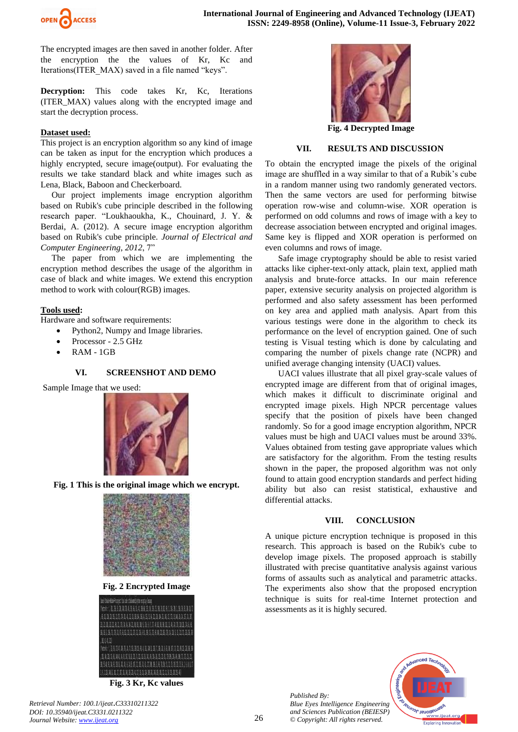The encrypted images are then saved in another folder. After the encryption the the values of Kr, Kc and Iterations(ITER_MAX) saved in a file named “keys”.

**Decryption:** This code takes Kr, Kc, Iterations (ITER_MAX) values along with the encrypted image and start the decryption process.

**Dataset used:**

This project is an encryption algorithm so any kind of image can be taken as input for the encryption which produces a highly encrypted, secure image(output). For evaluating the results we take standard black and white images such as Lena, Black, Baboon and Checkerboard.

Our project implements image encryption algorithm based on Rubik's cube principle described in the following research paper. “Loukhaoukha, K., Chouinard, J. Y. & Berdai, A. (2012). A secure image encryption algorithm based on Rubik's cube principle. *Journal of Electrical and Computer Engineering*, *2012*, 7”

The paper from which we are implementing the encryption method describes the usage of the algorithm in case of black and white images. We extend this encryption method to work with colour(RGB) images.

**Tools used:**

Hardware and software requirements:

- Python2, Numpy and Image libraries.
- Processor - 2.5 GHz
- RAM - 1GB

## VI. SCREENSHOT AND DEMO

Sample Image that we used:

**Fig. 1 This is the original image which we encrypt.**

**Fig. 2 Encrypted Image**

**Fig. 3 Kr, Kc values**

**Fig. 4 Decrypted Image**

## VII. RESULTS AND DISCUSSION

To obtain the encrypted image the pixels of the original image are shuffled in a way similar to that of a Rubik’s cube in a random manner using two randomly generated vectors. Then the same vectors are used for performing bitwise operation row-wise and column-wise. XOR operation is performed on odd columns and rows of image with a key to decrease association between encrypted and original images. Same key is flipped and XOR operation is performed on even columns and rows of image.

Safe image cryptography should be able to resist varied attacks like cipher-text-only attack, plain text, applied math analysis and brute-force attacks. In our main reference paper, extensive security analysis on projected algorithm is performed and also safety assessment has been performed on key area and applied math analysis. Apart from this various testings were done in the algorithm to check its performance on the level of encryption gained. One of such testing is Visual testing which is done by calculating and comparing the number of pixels change rate (NCPR) and unified average changing intensity (UACI) values.

UACI values illustrate that all pixel gray-scale values of encrypted image are different from that of original images, which makes it difficult to discriminate original and encrypted image pixels. High NPCR percentage values specify that the position of pixels have been changed randomly. So for a good image encryption algorithm, NPCR values must be high and UACI values must be around 33%. Values obtained from testing gave appropriate values which are satisfactory for the algorithm. From the testing results shown in the paper, the proposed algorithm was not only found to attain good encryption standards and perfect hiding ability but also can resist statistical, exhaustive and differential attacks.

## VIII. CONCLUSION

A unique picture encryption technique is proposed in this research. This approach is based on the Rubik's cube to develop image pixels. The proposed approach is stabilly illustrated with precise quantitative analysis against various forms of assaults such as analytical and parametric attacks. The experiments also show that the proposed encryption technique is suits for real-time Internet protection and assessments as it is highly secured.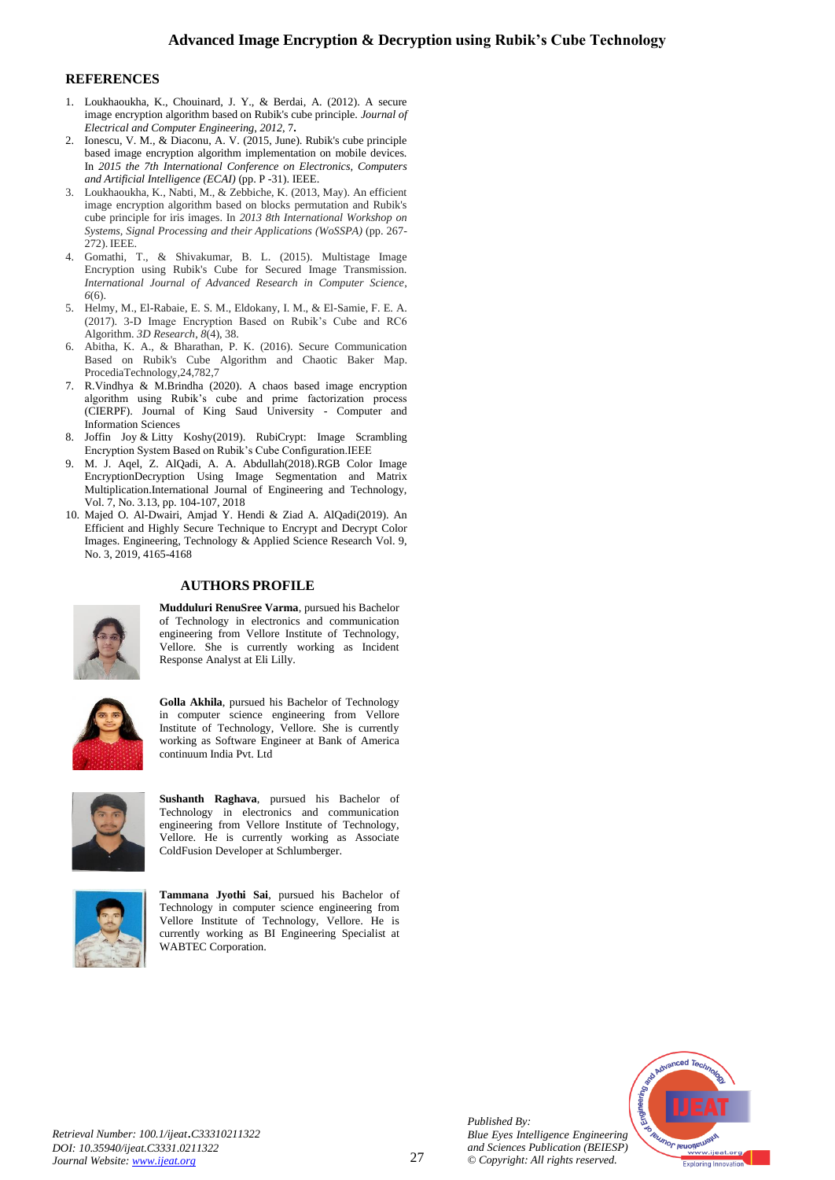## REFERENCES

1. Loukhaoukha, K., Chouinard, J. Y., & Berdai, A. (2012). A secure image encryption algorithm based on Rubik's cube principle. *Journal of Electrical and Computer Engineering*, *2012*, 7**.**
2. Ionescu, V. M., & Diaconu, A. V. (2015, June). Rubik's cube principle based image encryption algorithm implementation on mobile devices. In *2015 the 7th International Conference on Electronics, Computers and Artificial Intelligence (ECAI)* (pp. P -31). IEEE.
3. Loukhaoukha, K., Nabti, M., & Zebbiche, K. (2013, May). An efficient image encryption algorithm based on blocks permutation and Rubik's cube principle for iris images. In *2013 8th International Workshop on Systems, Signal Processing and their Applications (WoSSPA)* (pp. 267-272). IEEE.
4. Gomathi, T., & Shivakumar, B. L. (2015). Multistage Image Encryption using Rubik's Cube for Secured Image Transmission. *International Journal of Advanced Research in Computer Science*, *6*(6).
5. Helmy, M., El-Rabaie, E. S. M., Eldokany, I. M., & El-Samie, F. E. A. (2017). 3-D Image Encryption Based on Rubik's Cube and RC6 Algorithm. *3D Research*, *8*(4), 38.
6. Abitha, K. A., & Bharathan, P. K. (2016). Secure Communication Based on Rubik's Cube Algorithm and Chaotic Baker Map. ProcediaTechnology,24,782,7
7. R.Vindhya & M.Brindha (2020). A chaos based image encryption algorithm using Rubik's cube and prime factorization process (CIERPF). Journal of King Saud University - Computer and Information Sciences
8. Joffin Joy & Litty Koshy(2019). RubiCrypt: Image Scrambling Encryption System Based on Rubik's Cube Configuration.IEEE
9. M. J. Aqel, Z. AlQadi, A. A. Abdullah(2018).RGB Color Image EncryptionDecryption Using Image Segmentation and Matrix Multiplication.International Journal of Engineering and Technology, Vol. 7, No. 3.13, pp. 104-107, 2018
10. Majed O. Al-Dwairi, Amjad Y. Hendi & Ziad A. AlQadi(2019). An Efficient and Highly Secure Technique to Encrypt and Decrypt Color Images. Engineering, Technology & Applied Science Research Vol. 9, No. 3, 2019, 4165-4168

## AUTHORS PROFILE

**Mudduluri RenuSree Varma**, pursued his Bachelor of Technology in electronics and communication engineering from Vellore Institute of Technology, Vellore. She is currently working as Incident Response Analyst at Eli Lilly.

**Golla Akhila**, pursued his Bachelor of Technology in computer science engineering from Vellore Institute of Technology, Vellore. She is currently working as Software Engineer at Bank of America continuum India Pvt. Ltd

**Sushanth Raghava**, pursued his Bachelor of Technology in electronics and communication engineering from Vellore Institute of Technology, Vellore. He is currently working as Associate ColdFusion Developer at Schlumberger.

**Tammana Jyothi Sai**, pursued his Bachelor of Technology in computer science engineering from Vellore Institute of Technology, Vellore. He is currently working as BI Engineering Specialist at WABTEC Corporation.